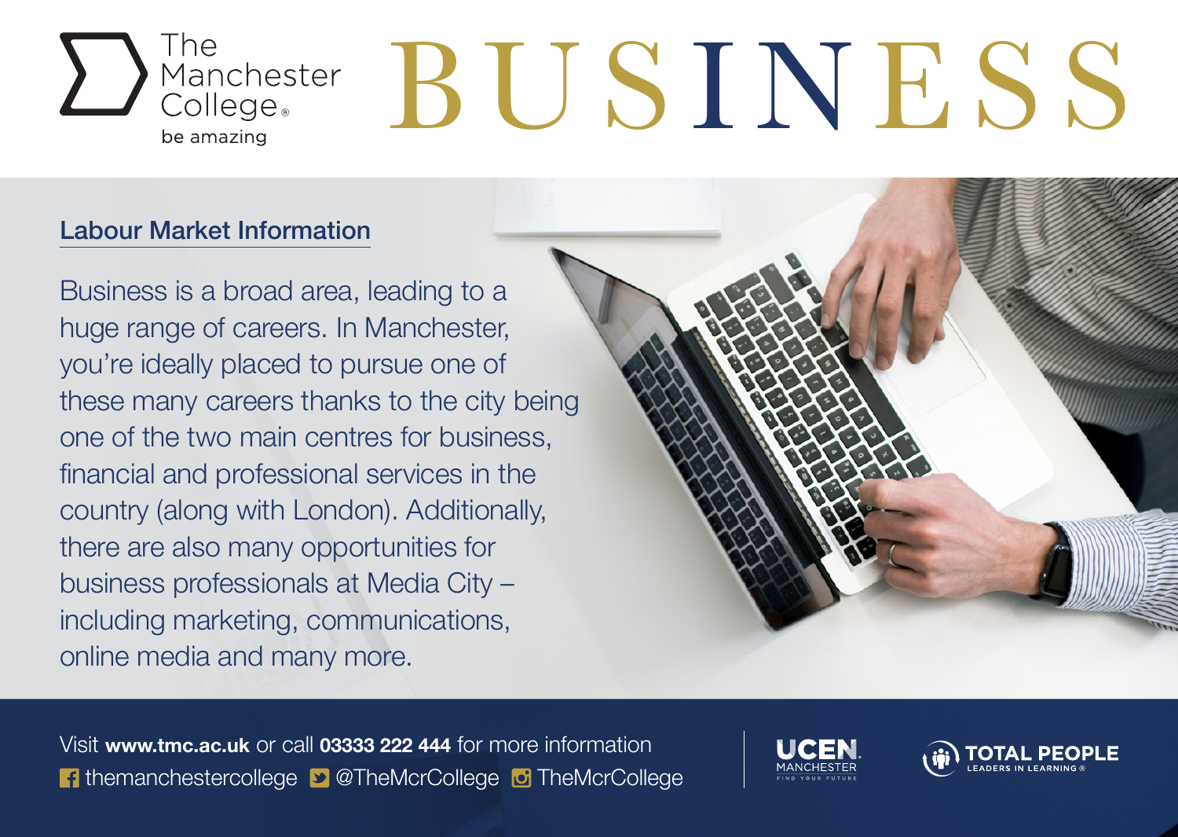The Manchester College

be amazing

# BUSINESS

## Labour Market Information

Business is a broad area, leading to a huge range of careers. In Manchester, you're ideally placed to pursue one of these many careers thanks to the city being one of the two main centres for business, financial and professional services in the country (along with London). Additionally, there are also many opportunities for business professionals at Media City – including marketing, communications, online media and many more.

Visit **www.tmc.ac.uk** or call **03333 222 444** for more information

themanchestercollege @TheMcrCollege TheMcrCollege

UCEN MANCHESTER FIND YOUR FUTURE

TOTAL PEOPLE LEADERS IN LEARNING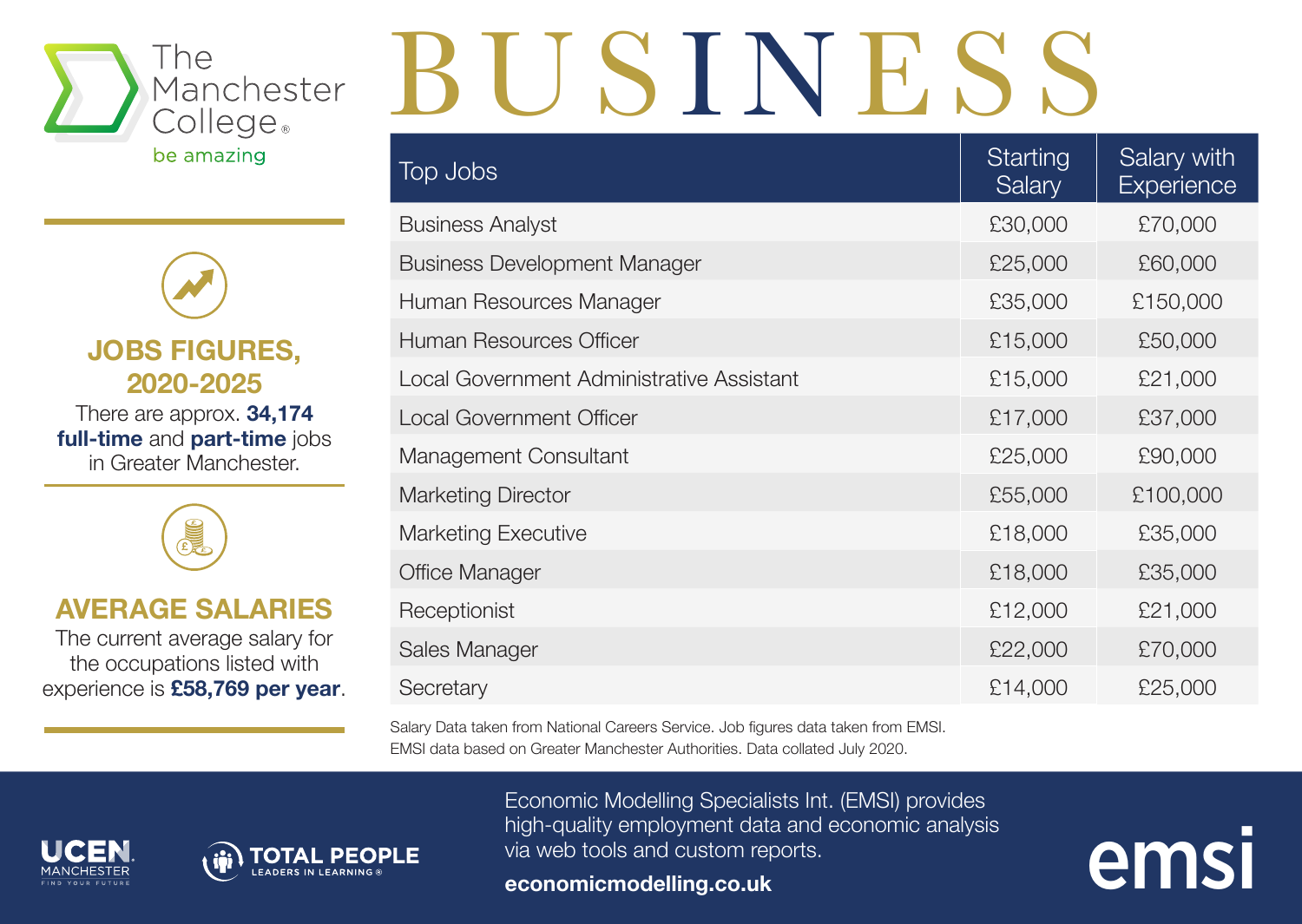The Manchester College
be amazing

# BUSINESS

## JOBS FIGURES, 2020-2025

There are approx. **34,174 full-time** and **part-time** jobs in Greater Manchester.

## AVERAGE SALARIES

The current average salary for the occupations listed with experience is **£58,769 per year**.

| Top Jobs | Starting Salary | Salary with Experience |
|---|---|---|
| Business Analyst | £30,000 | £70,000 |
| Business Development Manager | £25,000 | £60,000 |
| Human Resources Manager | £35,000 | £150,000 |
| Human Resources Officer | £15,000 | £50,000 |
| Local Government Administrative Assistant | £15,000 | £21,000 |
| Local Government Officer | £17,000 | £37,000 |
| Management Consultant | £25,000 | £90,000 |
| Marketing Director | £55,000 | £100,000 |
| Marketing Executive | £18,000 | £35,000 |
| Office Manager | £18,000 | £35,000 |
| Receptionist | £12,000 | £21,000 |
| Sales Manager | £22,000 | £70,000 |
| Secretary | £14,000 | £25,000 |

Salary Data taken from National Careers Service. Job figures data taken from EMSI.
EMSI data based on Greater Manchester Authorities. Data collated July 2020.

UCEN MANCHESTER FIND YOUR FUTURE

TOTAL PEOPLE LEADERS IN LEARNING

Economic Modelling Specialists Int. (EMSI) provides high-quality employment data and economic analysis via web tools and custom reports.

**economicmodelling.co.uk**

emsi